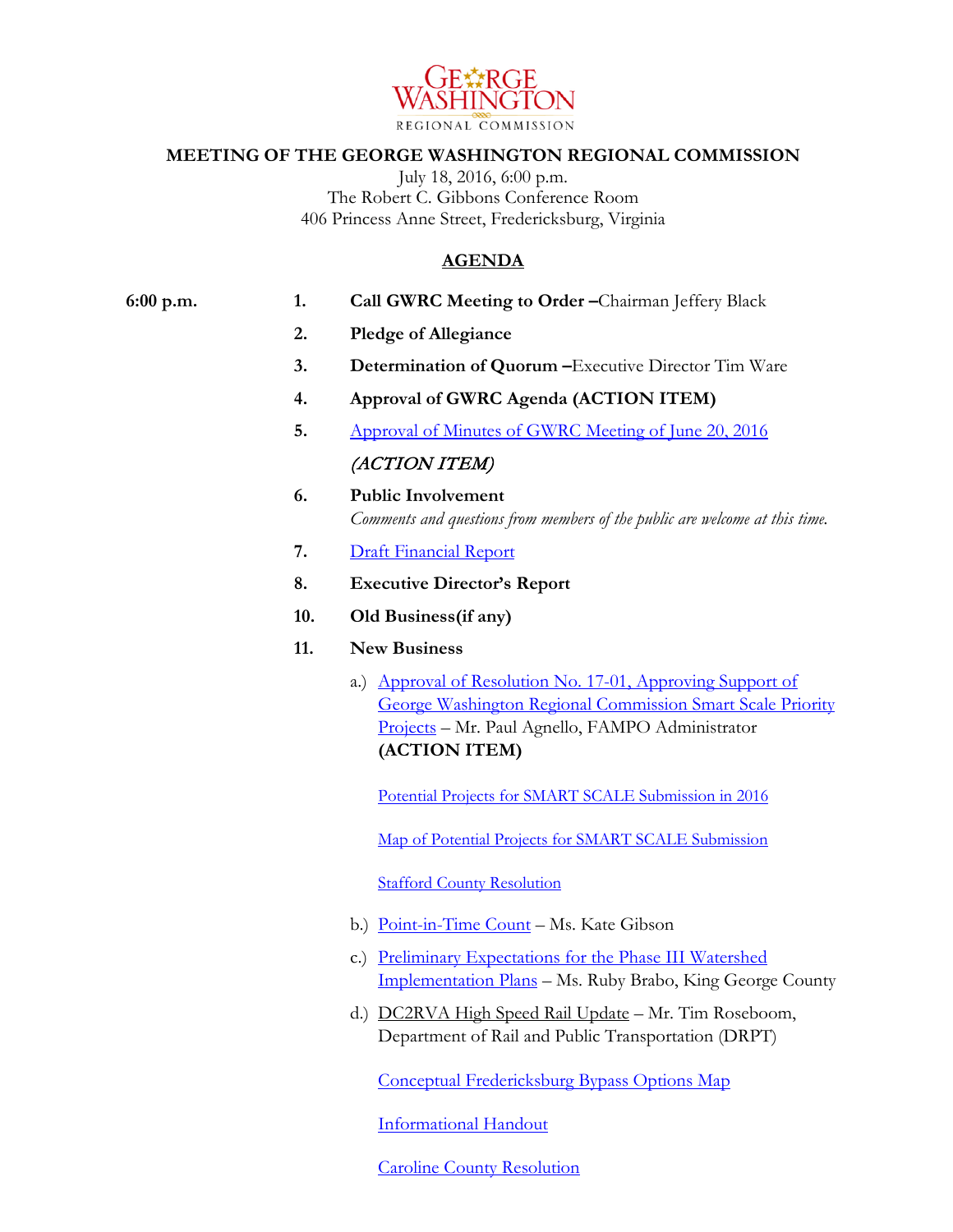GEORGE WASHINGTON

REGIONAL COMMISSION

# MEETING OF THE GEORGE WASHINGTON REGIONAL COMMISSION

July 18, 2016, 6:00 p.m.
The Robert C. Gibbons Conference Room
406 Princess Anne Street, Fredericksburg, Virginia

## AGENDA

**6:00 p.m.**

1. **Call GWRC Meeting to Order –**Chairman Jeffery Black
2. **Pledge of Allegiance**
3. **Determination of Quorum –**Executive Director Tim Ware
4. **Approval of GWRC Agenda (ACTION ITEM)**
5. Approval of Minutes of GWRC Meeting of June 20, 2016 *(ACTION ITEM)*
6. **Public Involvement**
   *Comments and questions from members of the public are welcome at this time.*
7. Draft Financial Report
8. **Executive Director's Report**

10. **Old Business(if any)**
11. **New Business**

    a.) Approval of Resolution No. 17-01, Approving Support of George Washington Regional Commission Smart Scale Priority Projects – Mr. Paul Agnello, FAMPO Administrator **(ACTION ITEM)**

    Potential Projects for SMART SCALE Submission in 2016

    Map of Potential Projects for SMART SCALE Submission

    Stafford County Resolution

    b.) Point-in-Time Count – Ms. Kate Gibson

    c.) Preliminary Expectations for the Phase III Watershed Implementation Plans – Ms. Ruby Brabo, King George County

    d.) DC2RVA High Speed Rail Update – Mr. Tim Roseboom, Department of Rail and Public Transportation (DRPT)

    Conceptual Fredericksburg Bypass Options Map

    Informational Handout

    Caroline County Resolution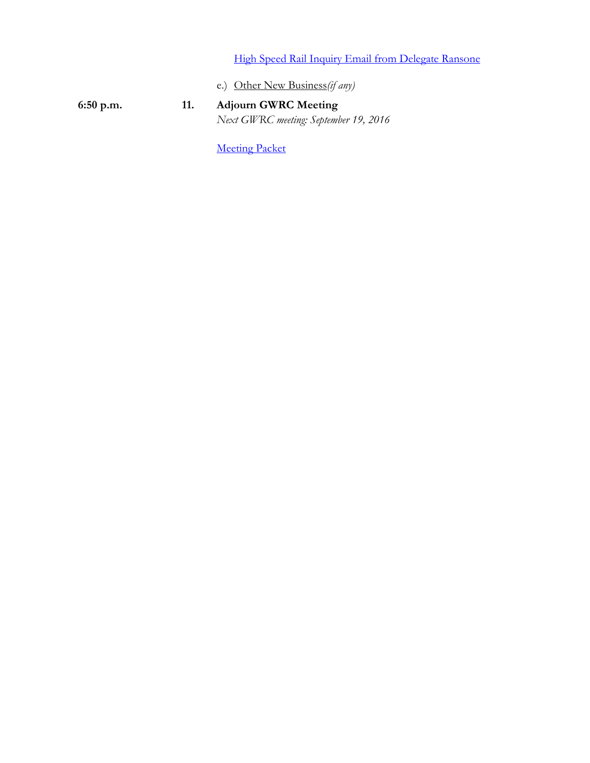High Speed Rail Inquiry Email from Delegate Ransone

e.) Other New Business *(if any)*

**6:50 p.m.** **11.** **Adjourn GWRC Meeting**
*Next GWRC meeting: September 19, 2016*

Meeting Packet